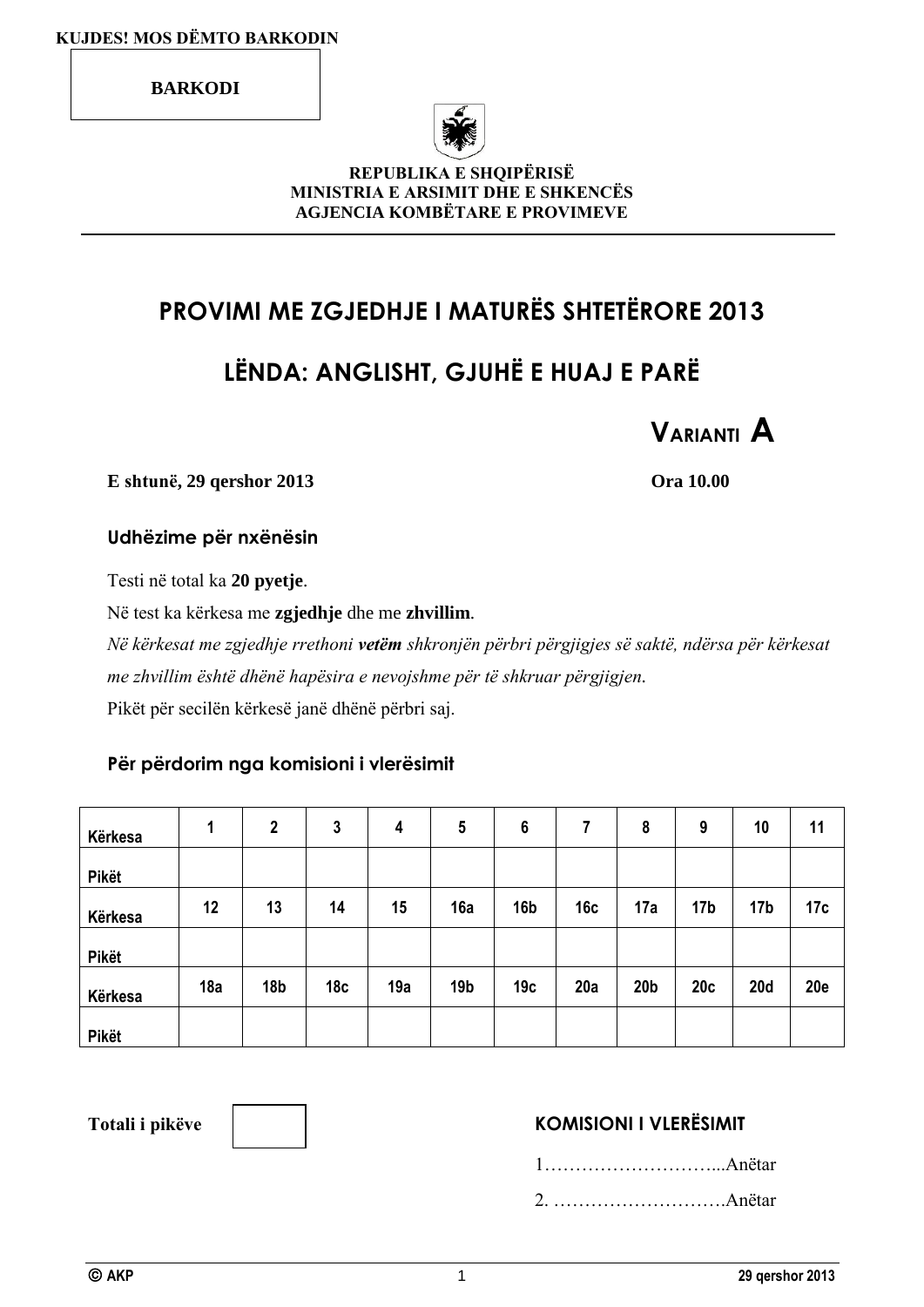KUJDES! MOS DËMTO BARKODIN

**BARKODI**

**REPUBLIKA E SHQIPËRISË**
**MINISTRIA E ARSIMIT DHE E SHKENCËS**
**AGJENCIA KOMBËTARE E PROVIMEVE**

# PROVIMI ME ZGJEDHJE I MATURËS SHTETËRORE 2013

# LËNDA: ANGLISHT, GJUHË E HUAJ E PARË

## VARIANTI A

**E shtunë, 29 qershor 2013** **Ora 10.00**

### Udhëzime për nxënësin

Testi në total ka **20 pyetje**.

Në test ka kërkesa me **zgjedhje** dhe me **zhvillim**.

*Në kërkesat me zgjedhje rrethoni* ***vetëm*** *shkronjën përbri përgjigjes së saktë, ndërsa për kërkesat me zhvillim është dhënë hapësira e nevojshme për të shkruar përgjigjen.*

Pikët për secilën kërkesë janë dhënë përbri saj.

### Për përdorim nga komisioni i vlerësimit

| Kërkesa | 1 | 2 | 3 | 4 | 5 | 6 | 7 | 8 | 9 | 10 | 11 |
|---|---|---|---|---|---|---|---|---|---|---|---|
| Pikët | | | | | | | | | | | |
| Kërkesa | 12 | 13 | 14 | 15 | 16a | 16b | 16c | 17a | 17b | 17b | 17c |
| Pikët | | | | | | | | | | | |
| Kërkesa | 18a | 18b | 18c | 19a | 19b | 19c | 20a | 20b | 20c | 20d | 20e |
| Pikët | | | | | | | | | | | |

**Totali i pikëve**

### KOMISIONI I VLERËSIMIT

1………………………...Anëtar

2. ……………………….Anëtar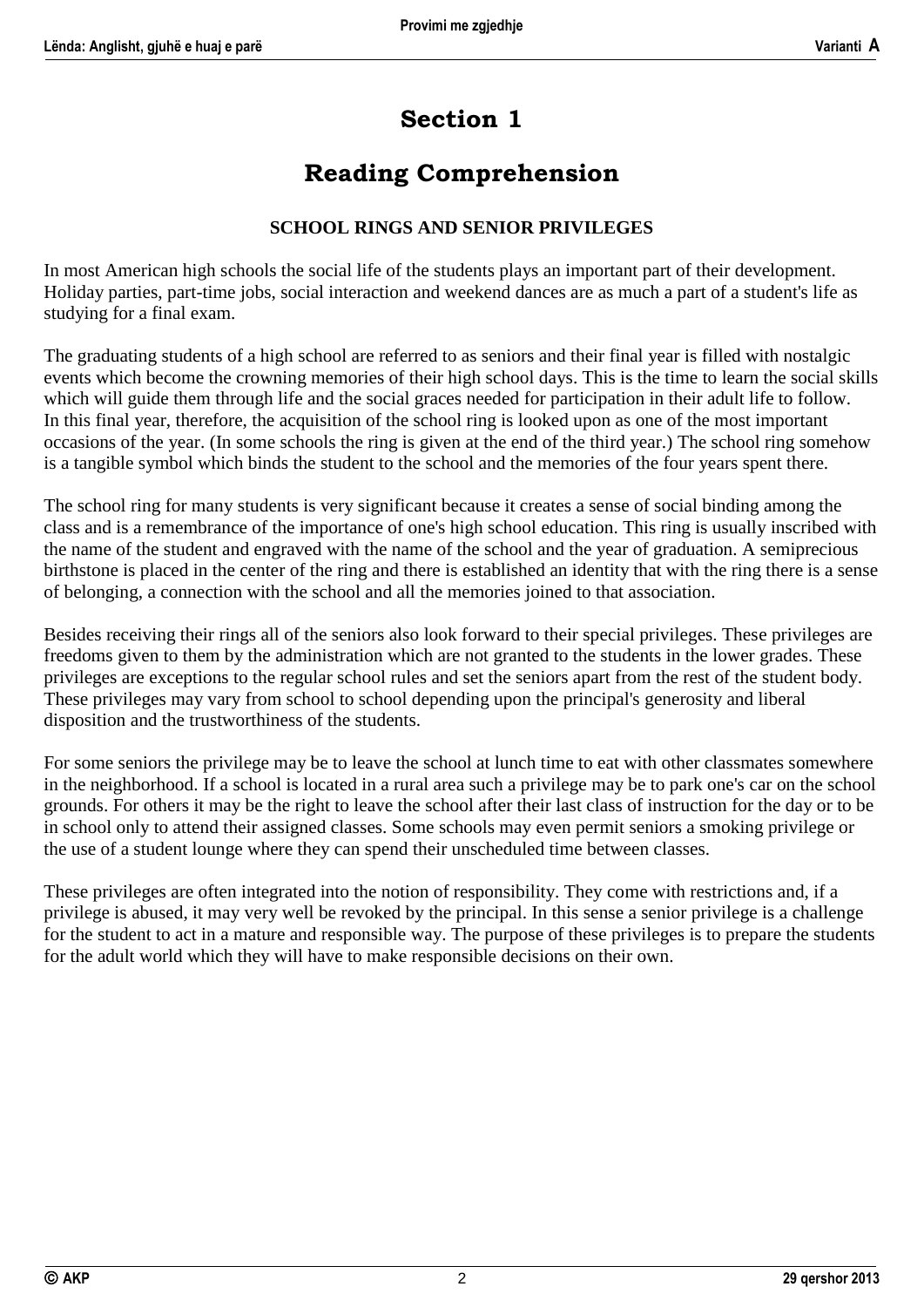# Section 1

# Reading Comprehension

### SCHOOL RINGS AND SENIOR PRIVILEGES

In most American high schools the social life of the students plays an important part of their development. Holiday parties, part-time jobs, social interaction and weekend dances are as much a part of a student's life as studying for a final exam.

The graduating students of a high school are referred to as seniors and their final year is filled with nostalgic events which become the crowning memories of their high school days. This is the time to learn the social skills which will guide them through life and the social graces needed for participation in their adult life to follow. In this final year, therefore, the acquisition of the school ring is looked upon as one of the most important occasions of the year. (In some schools the ring is given at the end of the third year.) The school ring somehow is a tangible symbol which binds the student to the school and the memories of the four years spent there.

The school ring for many students is very significant because it creates a sense of social binding among the class and is a remembrance of the importance of one's high school education. This ring is usually inscribed with the name of the student and engraved with the name of the school and the year of graduation. A semiprecious birthstone is placed in the center of the ring and there is established an identity that with the ring there is a sense of belonging, a connection with the school and all the memories joined to that association.

Besides receiving their rings all of the seniors also look forward to their special privileges. These privileges are freedoms given to them by the administration which are not granted to the students in the lower grades. These privileges are exceptions to the regular school rules and set the seniors apart from the rest of the student body. These privileges may vary from school to school depending upon the principal's generosity and liberal disposition and the trustworthiness of the students.

For some seniors the privilege may be to leave the school at lunch time to eat with other classmates somewhere in the neighborhood. If a school is located in a rural area such a privilege may be to park one's car on the school grounds. For others it may be the right to leave the school after their last class of instruction for the day or to be in school only to attend their assigned classes. Some schools may even permit seniors a smoking privilege or the use of a student lounge where they can spend their unscheduled time between classes.

These privileges are often integrated into the notion of responsibility. They come with restrictions and, if a privilege is abused, it may very well be revoked by the principal. In this sense a senior privilege is a challenge for the student to act in a mature and responsible way. The purpose of these privileges is to prepare the students for the adult world which they will have to make responsible decisions on their own.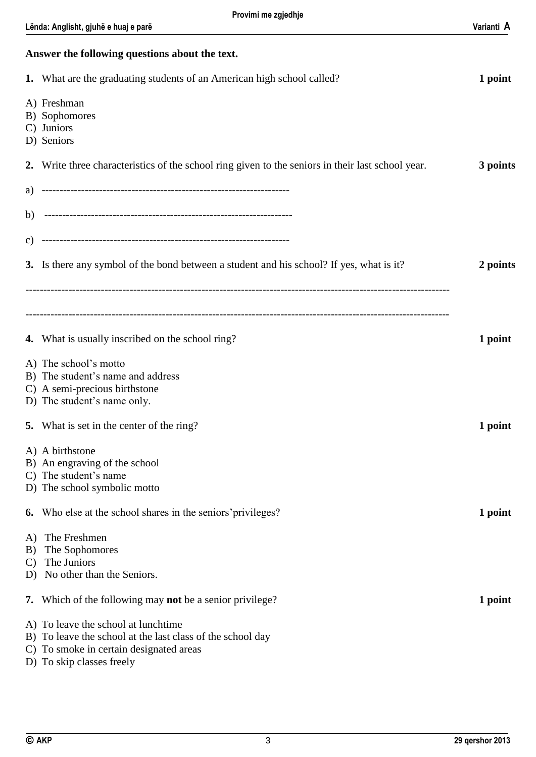**Answer the following questions about the text.**

**1.** What are the graduating students of an American high school called? **1 point**

A) Freshman
B) Sophomores
C) Juniors
D) Seniors

**2.** Write three characteristics of the school ring given to the seniors in their last school year. **3 points**

a) -------------------------------------------------------------------

b) -------------------------------------------------------------------

c) -------------------------------------------------------------------

**3.** Is there any symbol of the bond between a student and his school? If yes, what is it? **2 points**

---------------------------------------------------------------------------------------------------------------------

---------------------------------------------------------------------------------------------------------------------

**4.** What is usually inscribed on the school ring? **1 point**

A) The school's motto
B) The student's name and address
C) A semi-precious birthstone
D) The student's name only.

**5.** What is set in the center of the ring? **1 point**

A) A birthstone
B) An engraving of the school
C) The student's name
D) The school symbolic motto

**6.** Who else at the school shares in the seniors'privileges? **1 point**

A) The Freshmen
B) The Sophomores
C) The Juniors
D) No other than the Seniors.

**7.** Which of the following may **not** be a senior privilege? **1 point**

A) To leave the school at lunchtime
B) To leave the school at the last class of the school day
C) To smoke in certain designated areas
D) To skip classes freely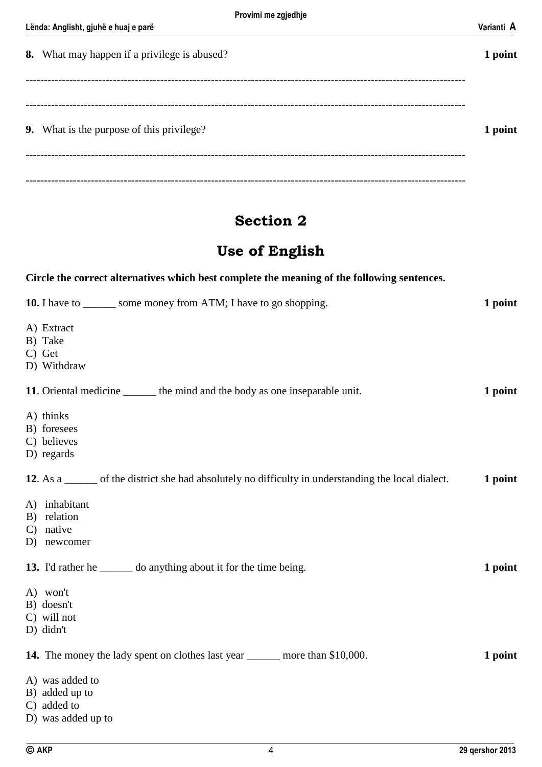**8.** What may happen if a privilege is abused? **1 point**

------------------------------------------------------------------------------------------------------------------------

------------------------------------------------------------------------------------------------------------------------

**9.** What is the purpose of this privilege? **1 point**

------------------------------------------------------------------------------------------------------------------------

------------------------------------------------------------------------------------------------------------------------

## Section 2

## Use of English

**Circle the correct alternatives which best complete the meaning of the following sentences.**

**10.** I have to ______ some money from ATM; I have to go shopping. **1 point**

A) Extract
B) Take
C) Get
D) Withdraw

**11**. Oriental medicine ______ the mind and the body as one inseparable unit. **1 point**

A) thinks
B) foresees
C) believes
D) regards

**12**. As a ______ of the district she had absolutely no difficulty in understanding the local dialect. **1 point**

A) inhabitant
B) relation
C) native
D) newcomer

**13.** I'd rather he ______ do anything about it for the time being. **1 point**

A) won't
B) doesn't
C) will not
D) didn't

**14.** The money the lady spent on clothes last year ______ more than $10,000. **1 point**

A) was added to
B) added up to
C) added to
D) was added up to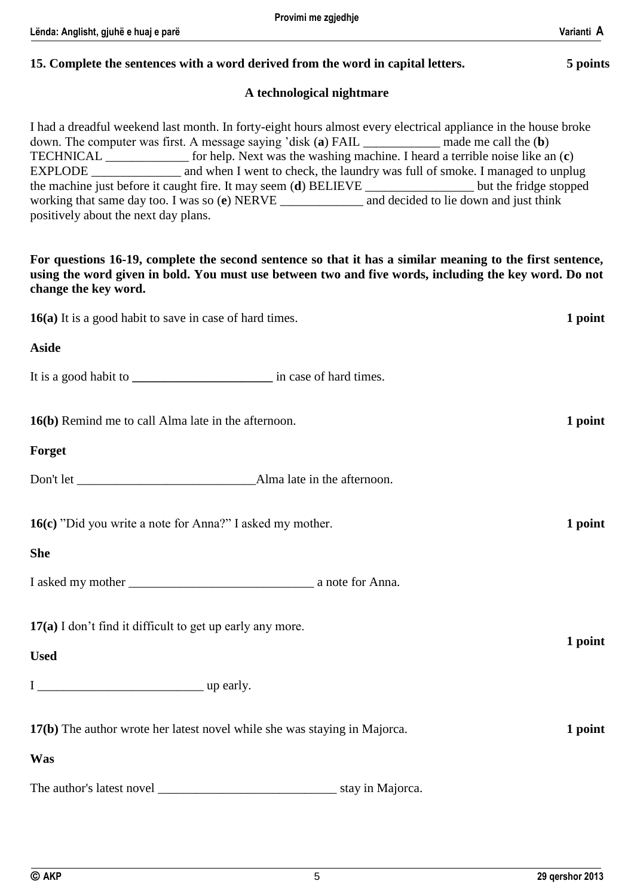**15. Complete the sentences with a word derived from the word in capital letters.** **5 points**

**A technological nightmare**

I had a dreadful weekend last month. In forty-eight hours almost every electrical appliance in the house broke down. The computer was first. A message saying 'disk (**a**) FAIL ____________ made me call the (**b**) TECHNICAL _____________ for help. Next was the washing machine. I heard a terrible noise like an (**c**) EXPLODE ______________ and when I went to check, the laundry was full of smoke. I managed to unplug the machine just before it caught fire. It may seem (**d**) BELIEVE _________________ but the fridge stopped working that same day too. I was so (**e**) NERVE _____________ and decided to lie down and just think positively about the next day plans.

**For questions 16-19, complete the second sentence so that it has a similar meaning to the first sentence, using the word given in bold. You must use between two and five words, including the key word. Do not change the key word.**

**16(a)** It is a good habit to save in case of hard times. **1 point**

**Aside**

It is a good habit to ______________________ in case of hard times.

**16(b)** Remind me to call Alma late in the afternoon. **1 point**

**Forget**

Don't let ____________________________Alma late in the afternoon.

**16(c)** "Did you write a note for Anna?" I asked my mother. **1 point**

**She**

I asked my mother _____________________________ a note for Anna.

**17(a)** I don't find it difficult to get up early any more. **1 point**

**Used**

I __________________________ up early.

**17(b)** The author wrote her latest novel while she was staying in Majorca. **1 point**

**Was**

The author's latest novel ___________________________ stay in Majorca.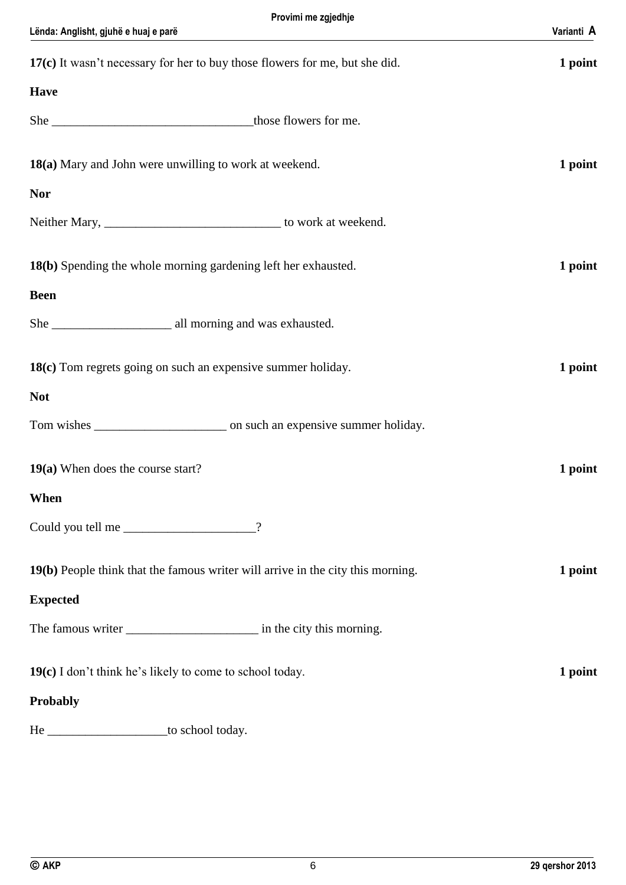**17(c)** It wasn't necessary for her to buy those flowers for me, but she did. **1 point**

**Have**

She ________________________________those flowers for me.

**18(a)** Mary and John were unwilling to work at weekend. **1 point**

**Nor**

Neither Mary, ____________________________ to work at weekend.

**18(b)** Spending the whole morning gardening left her exhausted. **1 point**

**Been**

She ___________________ all morning and was exhausted.

**18(c)** Tom regrets going on such an expensive summer holiday. **1 point**

**Not**

Tom wishes _____________________ on such an expensive summer holiday.

**19(a)** When does the course start? **1 point**

**When**

Could you tell me _____________________?

**19(b)** People think that the famous writer will arrive in the city this morning. **1 point**

**Expected**

The famous writer _____________________ in the city this morning.

**19(c)** I don't think he's likely to come to school today. **1 point**

**Probably**

He ___________________to school today.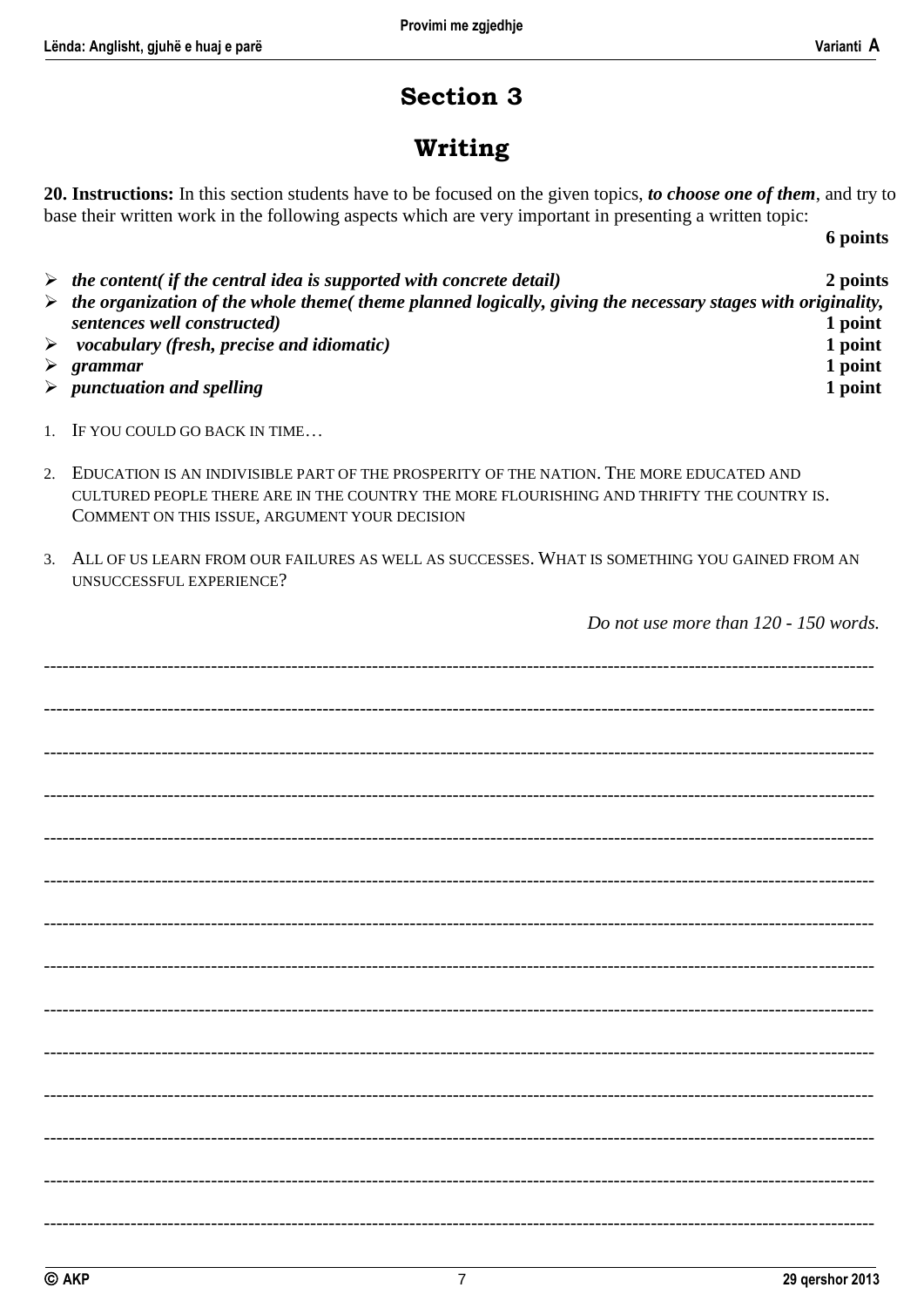# Section 3

## Writing

**20. Instructions:** In this section students have to be focused on the given topics, ***to choose one of them***, and try to base their written work in the following aspects which are very important in presenting a written topic:

**6 points**

- ***the content( if the central idea is supported with concrete detail)*** **2 points**
- ***the organization of the whole theme( theme planned logically, giving the necessary stages with originality, sentences well constructed)*** **1 point**
- ***vocabulary (fresh, precise and idiomatic)*** **1 point**
- ***grammar*** **1 point**
- ***punctuation and spelling*** **1 point**

1. IF YOU COULD GO BACK IN TIME…

2. EDUCATION IS AN INDIVISIBLE PART OF THE PROSPERITY OF THE NATION. THE MORE EDUCATED AND CULTURED PEOPLE THERE ARE IN THE COUNTRY THE MORE FLOURISHING AND THRIFTY THE COUNTRY IS. COMMENT ON THIS ISSUE, ARGUMENT YOUR DECISION

3. ALL OF US LEARN FROM OUR FAILURES AS WELL AS SUCCESSES. WHAT IS SOMETHING YOU GAINED FROM AN UNSUCCESSFUL EXPERIENCE?

*Do not use more than 120 - 150 words.*

-------------------------------------------------------------------------------------------------------------------------------

-------------------------------------------------------------------------------------------------------------------------------

-------------------------------------------------------------------------------------------------------------------------------

-------------------------------------------------------------------------------------------------------------------------------

-------------------------------------------------------------------------------------------------------------------------------

-------------------------------------------------------------------------------------------------------------------------------

-------------------------------------------------------------------------------------------------------------------------------

-------------------------------------------------------------------------------------------------------------------------------

-------------------------------------------------------------------------------------------------------------------------------

-------------------------------------------------------------------------------------------------------------------------------

-------------------------------------------------------------------------------------------------------------------------------

-------------------------------------------------------------------------------------------------------------------------------

-------------------------------------------------------------------------------------------------------------------------------

-------------------------------------------------------------------------------------------------------------------------------